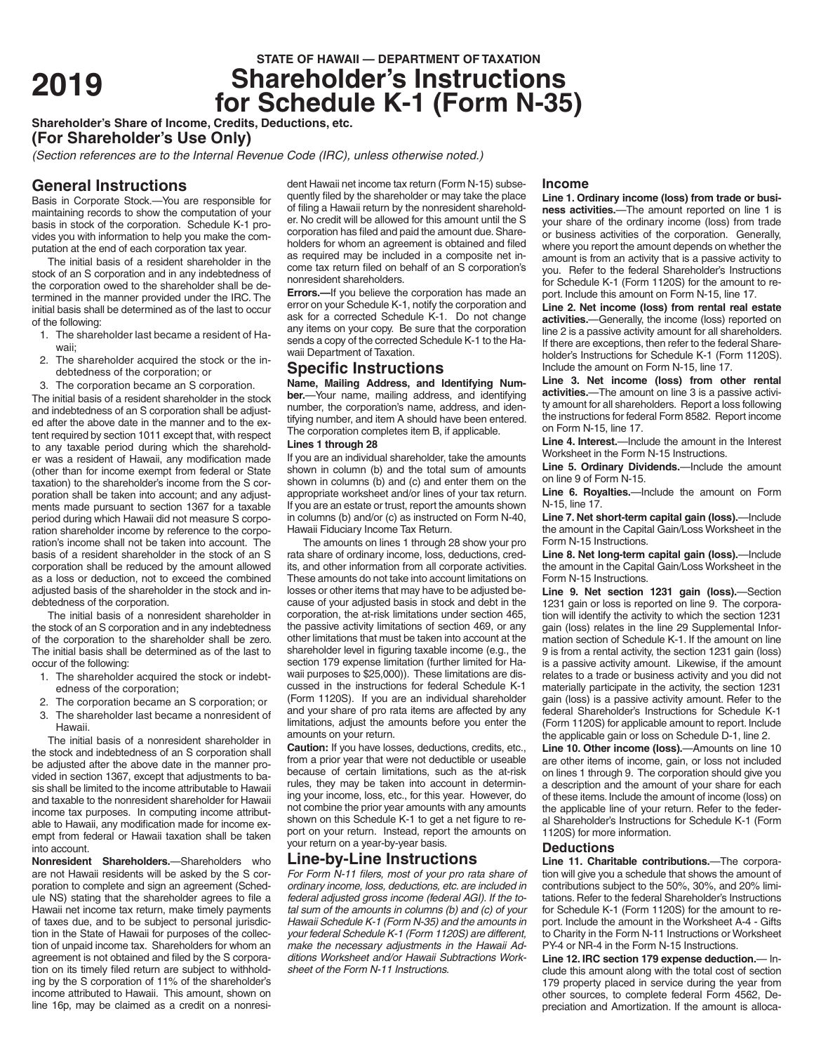**2019**

STATE OF HAWAII — DEPARTMENT OF TAXATION

# Shareholder's Instructions for Schedule K-1 (Form N-35)

**Shareholder's Share of Income, Credits, Deductions, etc.**

**(For Shareholder's Use Only)**

*(Section references are to the Internal Revenue Code (IRC), unless otherwise noted.)*

## General Instructions

Basis in Corporate Stock.—You are responsible for maintaining records to show the computation of your basis in stock of the corporation. Schedule K-1 provides you with information to help you make the computation at the end of each corporation tax year.

The initial basis of a resident shareholder in the stock of an S corporation and in any indebtedness of the corporation owed to the shareholder shall be determined in the manner provided under the IRC. The initial basis shall be determined as of the last to occur of the following:

1. The shareholder last became a resident of Hawaii;
2. The shareholder acquired the stock or the indebtedness of the corporation; or
3. The corporation became an S corporation.

The initial basis of a resident shareholder in the stock and indebtedness of an S corporation shall be adjusted after the above date in the manner and to the extent required by section 1011 except that, with respect to any taxable period during which the shareholder was a resident of Hawaii, any modification made (other than for income exempt from federal or State taxation) to the shareholder's income from the S corporation shall be taken into account; and any adjustments made pursuant to section 1367 for a taxable period during which Hawaii did not measure S corporation shareholder income by reference to the corporation's income shall not be taken into account. The basis of a resident shareholder in the stock of an S corporation shall be reduced by the amount allowed as a loss or deduction, not to exceed the combined adjusted basis of the shareholder in the stock and indebtedness of the corporation.

The initial basis of a nonresident shareholder in the stock of an S corporation and in any indebtedness of the corporation to the shareholder shall be zero. The initial basis shall be determined as of the last to occur of the following:

1. The shareholder acquired the stock or indebtedness of the corporation;
2. The corporation became an S corporation; or
3. The shareholder last became a nonresident of Hawaii.

The initial basis of a nonresident shareholder in the stock and indebtedness of an S corporation shall be adjusted after the above date in the manner provided in section 1367, except that adjustments to basis shall be limited to the income attributable to Hawaii and taxable to the nonresident shareholder for Hawaii income tax purposes. In computing income attributable to Hawaii, any modification made for income exempt from federal or Hawaii taxation shall be taken into account.

**Nonresident Shareholders.**—Shareholders who are not Hawaii residents will be asked by the S corporation to complete and sign an agreement (Schedule NS) stating that the shareholder agrees to file a Hawaii net income tax return, make timely payments of taxes due, and to be subject to personal jurisdiction in the State of Hawaii for purposes of the collection of unpaid income tax. Shareholders for whom an agreement is not obtained and filed by the S corporation on its timely filed return are subject to withholding by the S corporation of 11% of the shareholder's income attributed to Hawaii. This amount, shown on line 16p, may be claimed as a credit on a nonresident Hawaii net income tax return (Form N-15) subsequently filed by the shareholder or may take the place of filing a Hawaii return by the nonresident shareholder. No credit will be allowed for this amount until the S corporation has filed and paid the amount due. Shareholders for whom an agreement is obtained and filed as required may be included in a composite net income tax return filed on behalf of an S corporation's nonresident shareholders.

**Errors.—**If you believe the corporation has made an error on your Schedule K-1, notify the corporation and ask for a corrected Schedule K-1. Do not change any items on your copy. Be sure that the corporation sends a copy of the corrected Schedule K-1 to the Hawaii Department of Taxation.

## Specific Instructions

**Name, Mailing Address, and Identifying Number.**—Your name, mailing address, and identifying number, the corporation's name, address, and identifying number, and item A should have been entered. The corporation completes item B, if applicable.

**Lines 1 through 28**

If you are an individual shareholder, take the amounts shown in column (b) and the total sum of amounts shown in columns (b) and (c) and enter them on the appropriate worksheet and/or lines of your tax return. If you are an estate or trust, report the amounts shown in columns (b) and/or (c) as instructed on Form N-40, Hawaii Fiduciary Income Tax Return.

The amounts on lines 1 through 28 show your pro rata share of ordinary income, loss, deductions, credits, and other information from all corporate activities. These amounts do not take into account limitations on losses or other items that may have to be adjusted because of your adjusted basis in stock and debt in the corporation, the at-risk limitations under section 465, the passive activity limitations of section 469, or any other limitations that must be taken into account at the shareholder level in figuring taxable income (e.g., the section 179 expense limitation (further limited for Hawaii purposes to $25,000)). These limitations are discussed in the instructions for federal Schedule K-1 (Form 1120S). If you are an individual shareholder and your share of pro rata items are affected by any limitations, adjust the amounts before you enter the amounts on your return.

**Caution:** If you have losses, deductions, credits, etc., from a prior year that were not deductible or useable because of certain limitations, such as the at-risk rules, they may be taken into account in determining your income, loss, etc., for this year. However, do not combine the prior year amounts with any amounts shown on this Schedule K-1 to get a net figure to report on your return. Instead, report the amounts on your return on a year-by-year basis.

## Line-by-Line Instructions

*For Form N-11 filers, most of your pro rata share of ordinary income, loss, deductions, etc. are included in federal adjusted gross income (federal AGI). If the total sum of the amounts in columns (b) and (c) of your Hawaii Schedule K-1 (Form N-35) and the amounts in your federal Schedule K-1 (Form 1120S) are different, make the necessary adjustments in the Hawaii Additions Worksheet and/or Hawaii Subtractions Worksheet of the Form N-11 Instructions.*

### Income

**Line 1. Ordinary income (loss) from trade or business activities.**—The amount reported on line 1 is your share of the ordinary income (loss) from trade or business activities of the corporation. Generally, where you report the amount depends on whether the amount is from an activity that is a passive activity to you. Refer to the federal Shareholder's Instructions for Schedule K-1 (Form 1120S) for the amount to report. Include this amount on Form N-15, line 17.

**Line 2. Net income (loss) from rental real estate activities.**—Generally, the income (loss) reported on line 2 is a passive activity amount for all shareholders. If there are exceptions, then refer to the federal Shareholder's Instructions for Schedule K-1 (Form 1120S). Include the amount on Form N-15, line 17.

**Line 3. Net income (loss) from other rental activities.**—The amount on line 3 is a passive activity amount for all shareholders. Report a loss following the instructions for federal Form 8582. Report income on Form N-15, line 17.

**Line 4. Interest.**—Include the amount in the Interest Worksheet in the Form N-15 Instructions.

**Line 5. Ordinary Dividends.**—Include the amount on line 9 of Form N-15.

**Line 6. Royalties.**—Include the amount on Form N-15, line 17.

**Line 7. Net short-term capital gain (loss).**—Include the amount in the Capital Gain/Loss Worksheet in the Form N-15 Instructions.

**Line 8. Net long-term capital gain (loss).**—Include the amount in the Capital Gain/Loss Worksheet in the Form N-15 Instructions.

**Line 9. Net section 1231 gain (loss).**—Section 1231 gain or loss is reported on line 9. The corporation will identify the activity to which the section 1231 gain (loss) relates in the line 29 Supplemental Information section of Schedule K-1. If the amount on line 9 is from a rental activity, the section 1231 gain (loss) is a passive activity amount. Likewise, if the amount relates to a trade or business activity and you did not materially participate in the activity, the section 1231 gain (loss) is a passive activity amount. Refer to the federal Shareholder's Instructions for Schedule K-1 (Form 1120S) for applicable amount to report. Include the applicable gain or loss on Schedule D-1, line 2.

**Line 10. Other income (loss).**—Amounts on line 10 are other items of income, gain, or loss not included on lines 1 through 9. The corporation should give you a description and the amount of your share for each of these items. Include the amount of income (loss) on the applicable line of your return. Refer to the federal Shareholder's Instructions for Schedule K-1 (Form 1120S) for more information.

### Deductions

**Line 11. Charitable contributions.**—The corporation will give you a schedule that shows the amount of contributions subject to the 50%, 30%, and 20% limitations. Refer to the federal Shareholder's Instructions for Schedule K-1 (Form 1120S) for the amount to report. Include the amount in the Worksheet A-4 - Gifts to Charity in the Form N-11 Instructions or Worksheet PY-4 or NR-4 in the Form N-15 Instructions.

**Line 12. IRC section 179 expense deduction.**— Include this amount along with the total cost of section 179 property placed in service during the year from other sources, to complete federal Form 4562, Depreciation and Amortization. If the amount is alloca-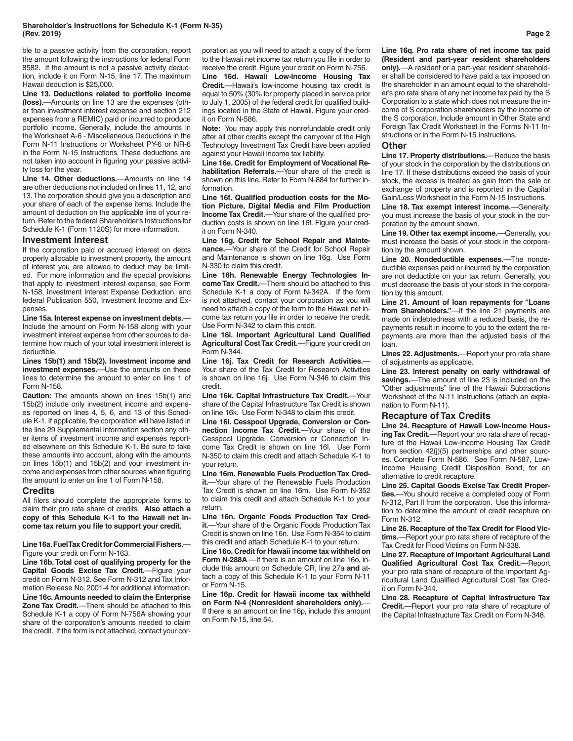ble to a passive activity from the corporation, report the amount following the instructions for federal Form 8582. If the amount is not a passive activity deduction, include it on Form N-15, line 17. The maximum Hawaii deduction is $25,000.

**Line 13. Deductions related to portfolio income (loss).**—Amounts on line 13 are the expenses (other than investment interest expense and section 212 expenses from a REMIC) paid or incurred to produce portfolio income. Generally, include the amounts in the Worksheet A-6 - Miscellaneous Deductions in the Form N-11 Instructions or Worksheet PY-6 or NR-6 in the Form N-15 Instructions. These deductions are not taken into account in figuring your passive activity loss for the year.

**Line 14. Other deductions.**—Amounts on line 14 are other deductions not included on lines 11, 12, and 13. The corporation should give you a description and your share of each of the expense items. Include the amount of deduction on the applicable line of your return. Refer to the federal Shareholder's Instructions for Schedule K-1 (Form 1120S) for more information.

## Investment Interest

If the corporation paid or accrued interest on debts properly allocable to investment property, the amount of interest you are allowed to deduct may be limited. For more information and the special provisions that apply to investment interest expense, see Form N-158, Investment Interest Expense Deduction, and federal Publication 550, Investment Income and Expenses.

**Line 15a. Interest expense on investment debts.**—Include the amount on Form N-158 along with your investment interest expense from other sources to determine how much of your total investment interest is deductible.

**Lines 15b(1) and 15b(2). Investment income and investment expenses.**—Use the amounts on these lines to determine the amount to enter on line 1 of Form N-158.

**Caution:** The amounts shown on lines 15b(1) and 15b(2) include only investment income and expenses reported on lines 4, 5, 6, and 13 of this Schedule K-1. If applicable, the corporation will have listed in the line 29 Supplemental Information section any other items of investment income and expenses reported elsewhere on this Schedule K-1. Be sure to take these amounts into account, along with the amounts on lines 15b(1) and 15b(2) and your investment income and expenses from other sources when figuring the amount to enter on line 1 of Form N-158.

## Credits

All filers should complete the appropriate forms to claim their pro rata share of credits. **Also attach a copy of this Schedule K-1 to the Hawaii net income tax return you file to support your credit.**

**Line 16a. Fuel Tax Credit for Commercial Fishers.**—Figure your credit on Form N-163.

**Line 16b. Total cost of qualifying property for the Capital Goods Excise Tax Credit.**—Figure your credit on Form N-312. See Form N-312 and Tax Information Release No. 2001-4 for additional information.

**Line 16c. Amounts needed to claim the Enterprise Zone Tax Credit.**—There should be attached to this Schedule K-1 a copy of Form N-756A showing your share of the corporation's amounts needed to claim the credit. If the form is not attached, contact your corporation as you will need to attach a copy of the form to the Hawaii net income tax return you file in order to receive the credit. Figure your credit on Form N-756.

**Line 16d. Hawaii Low-Income Housing Tax Credit.**—Hawaii's low-income housing tax credit is equal to 50% (30% for property placed in service prior to July 1, 2005) of the federal credit for qualified buildings located in the State of Hawaii. Figure your credit on Form N-586.

**Note:** You may apply this nonrefundable credit only after all other credits except the carryover of the High Technology Investment Tax Credit have been applied against your Hawaii income tax liability.

**Line 16e. Credit for Employment of Vocational Rehabilitation Referrals.**—Your share of the credit is shown on this line. Refer to Form N-884 for further information.

**Line 16f. Qualified production costs for the Motion Picture, Digital Media and Film Production Income Tax Credit.**—Your share of the qualified production costs is shown on line 16f. Figure your credit on Form N-340.

**Line 16g. Credit for School Repair and Maintenance.**—Your share of the Credit for School Repair and Maintenance is shown on line 16g. Use Form N-330 to claim this credit.

**Line 16h. Renewable Energy Technologies Income Tax Credit.**—There should be attached to this Schedule K-1 a copy of Form N-342A. If the form is not attached, contact your corporation as you will need to attach a copy of the form to the Hawaii net income tax return you file in order to receive the credit. Use Form N-342 to claim this credit.

**Line 16i. Important Agricultural Land Qualified Agricultural Cost Tax Credit.**—Figure your credit on Form N-344.

**Line 16j. Tax Credit for Research Activities.**—Your share of the Tax Credit for Research Activities is shown on line 16j. Use Form N-346 to claim this credit.

**Line 16k. Capital Infrastructure Tax Credit.**—Your share of the Capital Infrastructure Tax Credit is shown on line 16k. Use Form N-348 to claim this credit.

**Line 16l. Cesspool Upgrade, Conversion or Connection Income Tax Credit.**—Your share of the Cesspool Upgrade, Conversion or Connection Income Tax Credit is shown on line 16l. Use Form N-350 to claim this credit and attach Schedule K-1 to your return.

**Line 16m. Renewable Fuels Production Tax Credit.**—Your share of the Renewable Fuels Production Tax Credit is shown on line 16m. Use Form N-352 to claim this credit and attach Schedule K-1 to your return.

**Line 16n. Organic Foods Production Tax Credit.**—Your share of the Organic Foods Production Tax Credit is shown on line 16n. Use Form N-354 to claim this credit and attach Schedule K-1 to your return.

**Line 16o. Credit for Hawaii income tax withheld on Form N-288A.**—If there is an amount on line 16o, include this amount on Schedule CR, line 27a **and** attach a copy of this Schedule K-1 to your Form N-11 or Form N-15.

**Line 16p. Credit for Hawaii income tax withheld on Form N-4 (Nonresident shareholders only).**—If there is an amount on line 16p, include this amount on Form N-15, line 54.

**Line 16q. Pro rata share of net income tax paid (Resident and part-year resident shareholders only).**—A resident or a part-year resident shareholder shall be considered to have paid a tax imposed on the shareholder in an amount equal to the shareholder's pro rata share of any net income tax paid by the S Corporation to a state which does not measure the income of S corporation shareholders by the income of the S corporation. Include amount in Other State and Foreign Tax Credit Worksheet in the Forms N-11 Instructions or in the Form N-15 Instructions.

## Other

**Line 17. Property distributions.**—Reduce the basis of your stock in the corporation by the distributions on line 17. If these distributions exceed the basis of your stock, the excess is treated as gain from the sale or exchange of property and is reported in the Capital Gain/Loss Worksheet in the Form N-15 Instructions.

**Line 18. Tax exempt interest income.**—Generally, you must increase the basis of your stock in the corporation by the amount shown.

**Line 19. Other tax exempt income.**—Generally, you must increase the basis of your stock in the corporation by the amount shown.

**Line 20. Nondeductible expenses.**—The nondeductible expenses paid or incurred by the corporation are not deductible on your tax return. Generally, you must decrease the basis of your stock in the corporation by this amount.

**Line 21. Amount of loan repayments for "Loans from Shareholders."**—If the line 21 payments are made on indebtedness with a reduced basis, the repayments result in income to you to the extent the repayments are more than the adjusted basis of the loan.

**Lines 22. Adjustments.**—Report your pro rata share of adjustments as applicable.

**Line 23. Interest penalty on early withdrawal of savings.**—The amount of line 23 is included on the "Other adjustments" line of the Hawaii Subtractions Worksheet of the N-11 Instructions (attach an explanation to Form N-11).

## Recapture of Tax Credits

**Line 24. Recapture of Hawaii Low-Income Housing Tax Credit.**—Report your pro rata share of recapture of the Hawaii Low-Income Housing Tax Credit from section 42(j)(5) partnerships and other sources. Complete Form N-586. See Form N-587, Low-Income Housing Credit Disposition Bond, for an alternative to credit recapture.

**Line 25. Capital Goods Excise Tax Credit Properties.**—You should receive a completed copy of Form N-312, Part II from the corporation. Use this information to determine the amount of credit recapture on Form N-312.

**Line 26. Recapture of the Tax Credit for Flood Victims.**—Report your pro rata share of recapture of the Tax Credit for Flood Victims on Form N-338.

**Line 27. Recapture of Important Agricultural Land Qualified Agricultural Cost Tax Credit.**—Report your pro rata share of recapture of the Important Agricultural Land Qualified Agricultural Cost Tax Credit on Form N-344.

**Line 28. Recapture of Capital Infrastructure Tax Credit.**—Report your pro rata share of recapture of the Capital Infrastructure Tax Credit on Form N-348.